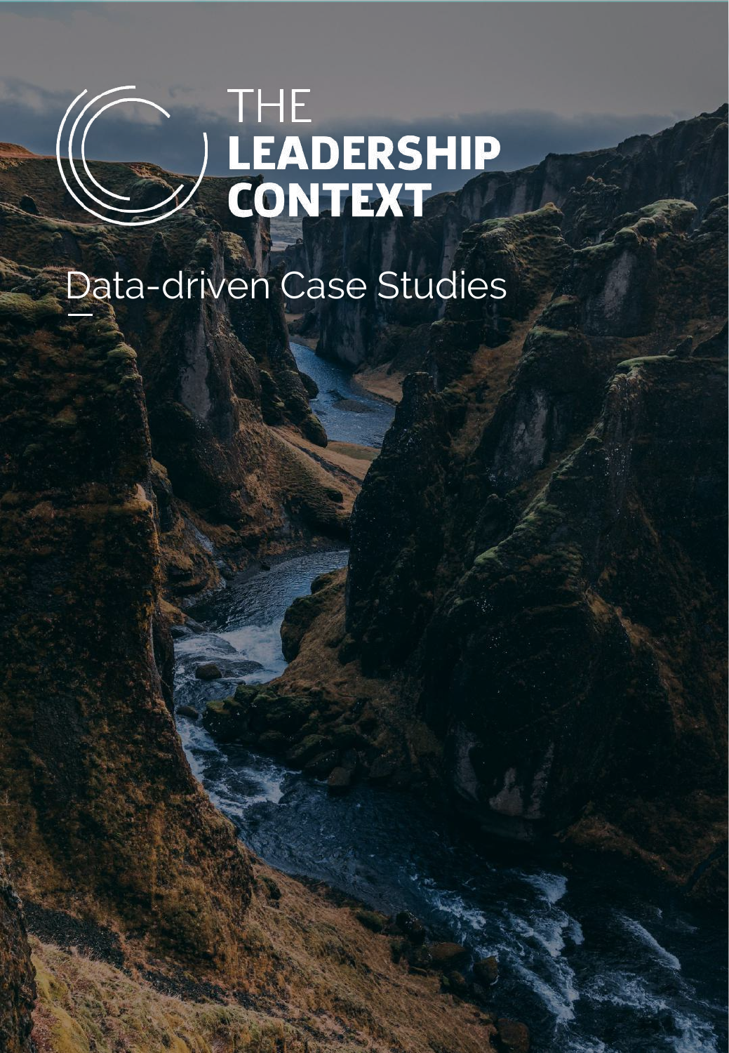# THE LEADERSHIP CONTEXT

## Data-driven Case Studies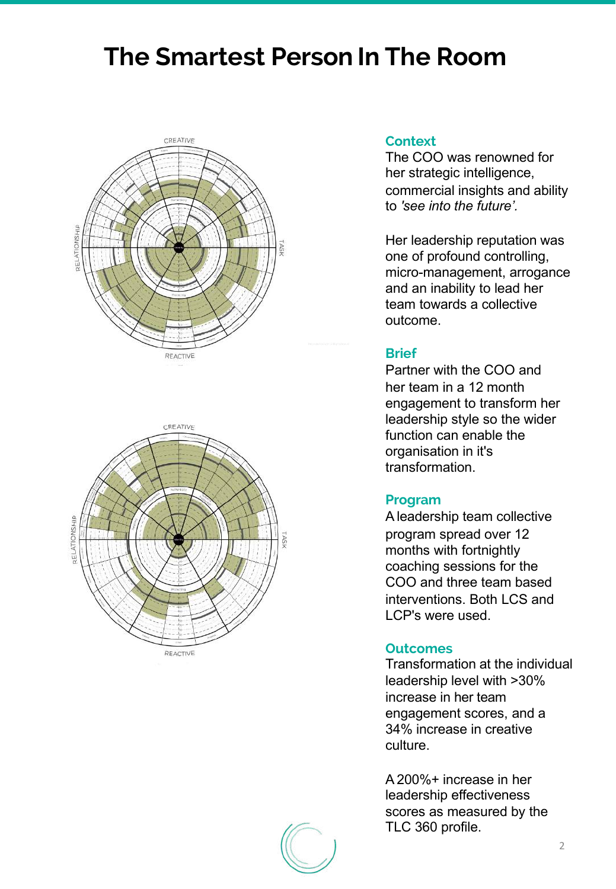# The Smartest Person In The Room

## Context

The COO was renowned for her strategic intelligence, commercial insights and ability to *'see into the future'*.

Her leadership reputation was one of profound controlling, micro-management, arrogance and an inability to lead her team towards a collective outcome.

## Brief

Partner with the COO and her team in a 12 month engagement to transform her leadership style so the wider function can enable the organisation in it's transformation.

## Program

A leadership team collective program spread over 12 months with fortnightly coaching sessions for the COO and three team based interventions. Both LCS and LCP's were used.

## Outcomes

Transformation at the individual leadership level with >30% increase in her team engagement scores, and a 34% increase in creative culture.

A 200%+ increase in her leadership effectiveness scores as measured by the TLC 360 profile.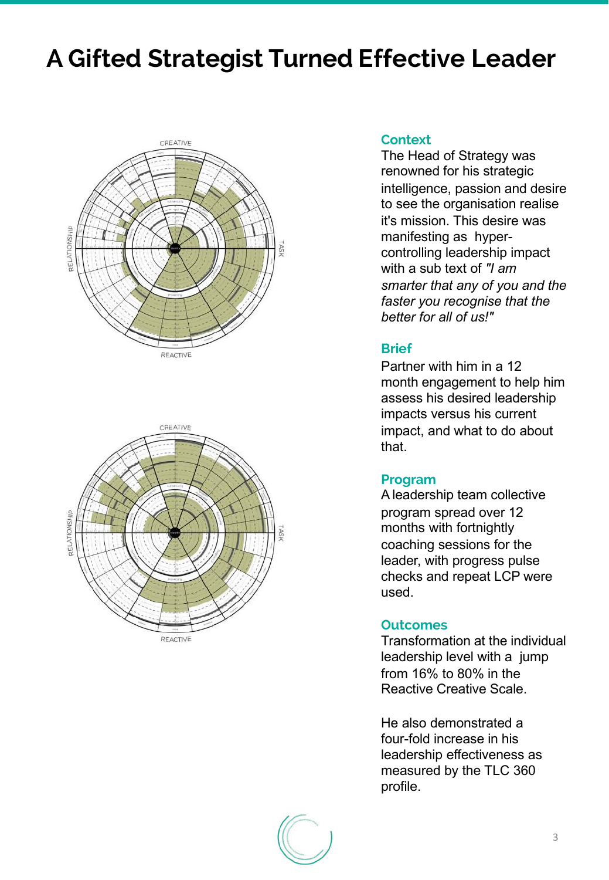# A Gifted Strategist Turned Effective Leader

## Context

The Head of Strategy was renowned for his strategic intelligence, passion and desire to see the organisation realise it's mission. This desire was manifesting as hyper-controlling leadership impact with a sub text of *"I am smarter that any of you and the faster you recognise that the better for all of us!"*

## Brief

Partner with him in a 12 month engagement to help him assess his desired leadership impacts versus his current impact, and what to do about that.

## Program

A leadership team collective program spread over 12 months with fortnightly coaching sessions for the leader, with progress pulse checks and repeat LCP were used.

## Outcomes

Transformation at the individual leadership level with a jump from 16% to 80% in the Reactive Creative Scale.

He also demonstrated a four-fold increase in his leadership effectiveness as measured by the TLC 360 profile.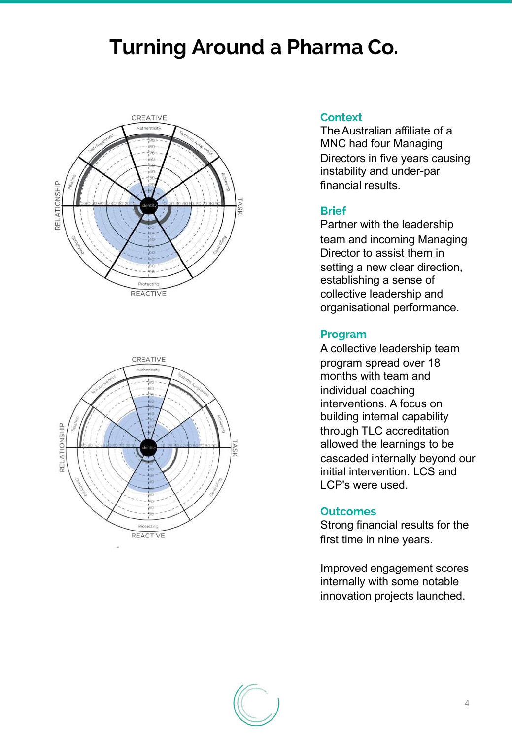# Turning Around a Pharma Co.

## Context

The Australian affiliate of a MNC had four Managing Directors in five years causing instability and under-par financial results.

## Brief

Partner with the leadership team and incoming Managing Director to assist them in setting a new clear direction, establishing a sense of collective leadership and organisational performance.

## Program

A collective leadership team program spread over 18 months with team and individual coaching interventions. A focus on building internal capability through TLC accreditation allowed the learnings to be cascaded internally beyond our initial intervention. LCS and LCP's were used.

## Outcomes

Strong financial results for the first time in nine years.

Improved engagement scores internally with some notable innovation projects launched.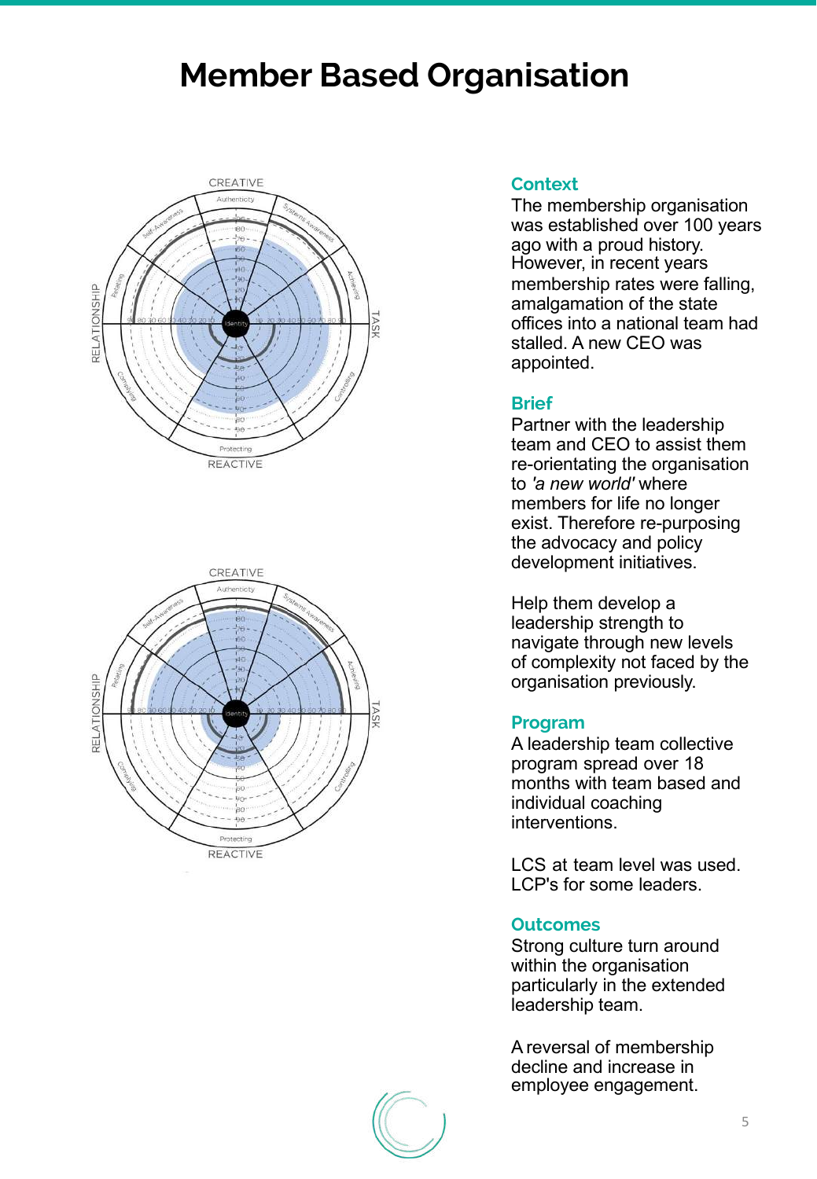# Member Based Organisation

### Context

The membership organisation was established over 100 years ago with a proud history. However, in recent years membership rates were falling, amalgamation of the state offices into a national team had stalled. A new CEO was appointed.

### Brief

Partner with the leadership team and CEO to assist them re-orientating the organisation to *'a new world'* where members for life no longer exist. Therefore re-purposing the advocacy and policy development initiatives.

Help them develop a leadership strength to navigate through new levels of complexity not faced by the organisation previously.

### Program

A leadership team collective program spread over 18 months with team based and individual coaching interventions.

LCS at team level was used. LCP's for some leaders.

### Outcomes

Strong culture turn around within the organisation particularly in the extended leadership team.

A reversal of membership decline and increase in employee engagement.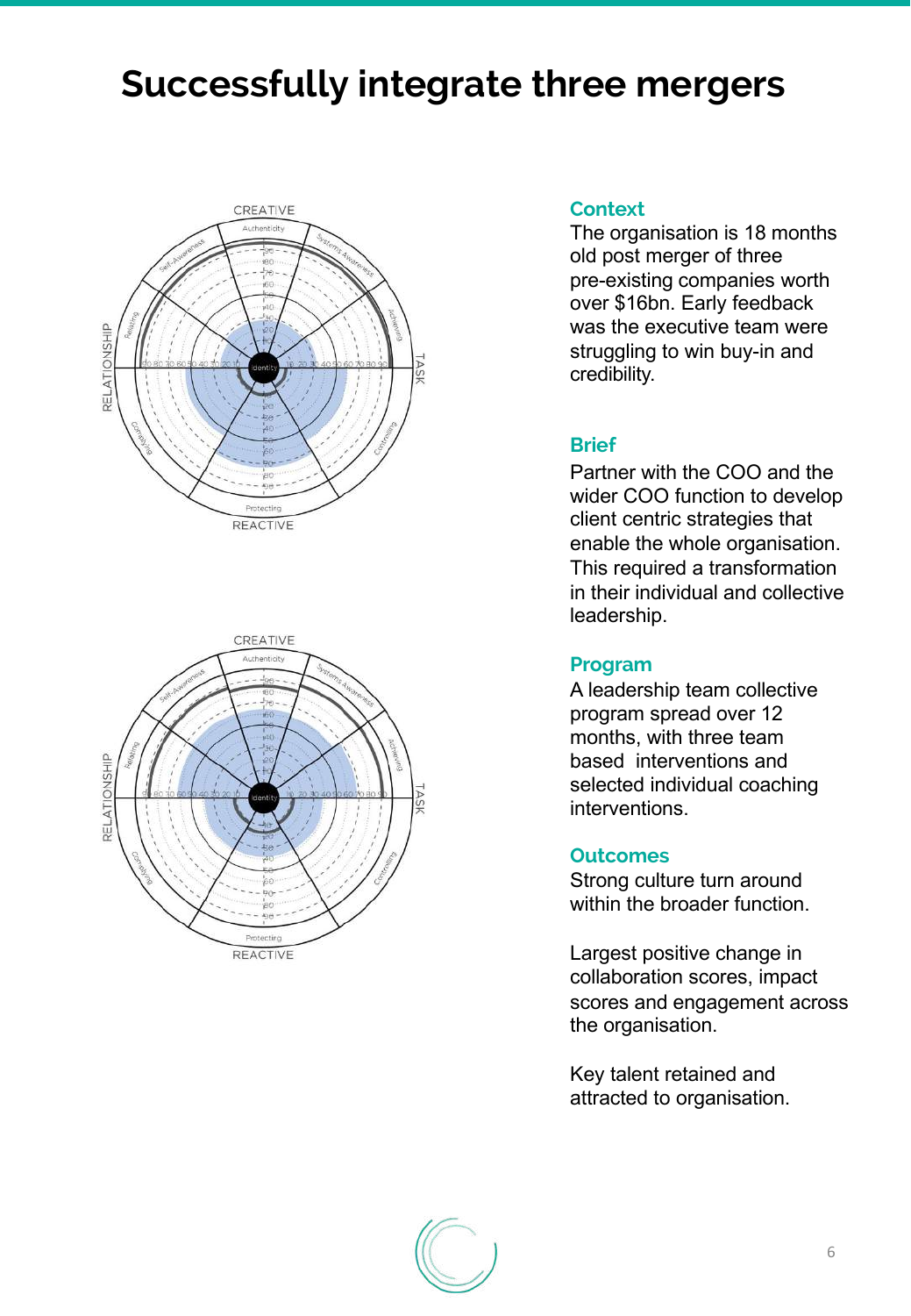# Successfully integrate three mergers

CREATIVE
Authenticity
Systems Awareness
Self-Awareness
Relating
Achieving
RELATIONSHIP
TASK
Identity
Complying
Controlling
Protecting
REACTIVE

CREATIVE
Authenticity
Systems Awareness
Self-Awareness
Relating
Achieving
RELATIONSHIP
TASK
Identity
Complying
Controlling
Protecting
REACTIVE

## Context

The organisation is 18 months old post merger of three pre-existing companies worth over $16bn. Early feedback was the executive team were struggling to win buy-in and credibility.

## Brief

Partner with the COO and the wider COO function to develop client centric strategies that enable the whole organisation. This required a transformation in their individual and collective leadership.

## Program

A leadership team collective program spread over 12 months, with three team based interventions and selected individual coaching interventions.

## Outcomes

Strong culture turn around within the broader function.

Largest positive change in collaboration scores, impact scores and engagement across the organisation.

Key talent retained and attracted to organisation.